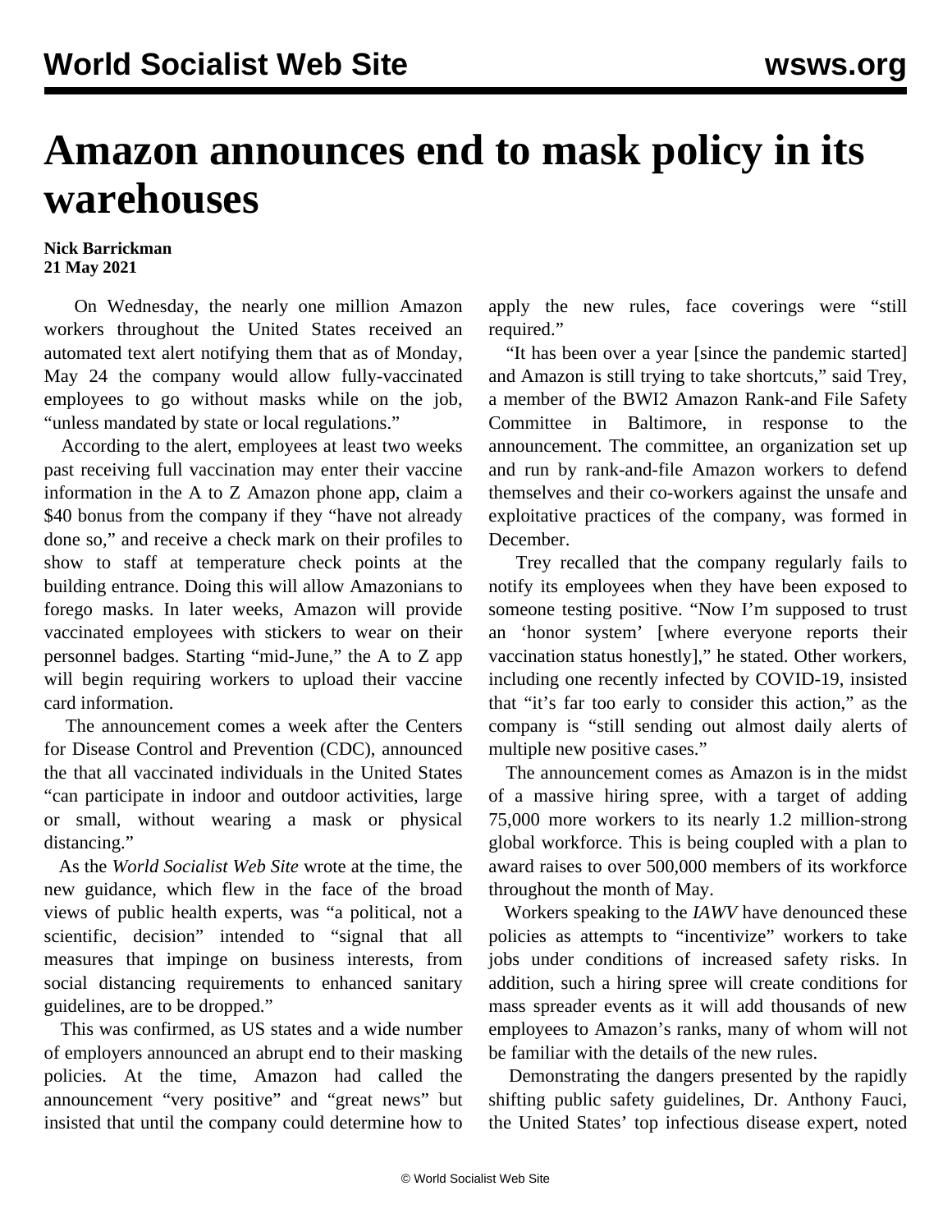# Amazon announces end to mask policy in its warehouses

**Nick Barrickman**
**21 May 2021**

On Wednesday, the nearly one million Amazon workers throughout the United States received an automated text alert notifying them that as of Monday, May 24 the company would allow fully-vaccinated employees to go without masks while on the job, "unless mandated by state or local regulations."

According to the alert, employees at least two weeks past receiving full vaccination may enter their vaccine information in the A to Z Amazon phone app, claim a $40 bonus from the company if they "have not already done so," and receive a check mark on their profiles to show to staff at temperature check points at the building entrance. Doing this will allow Amazonians to forego masks. In later weeks, Amazon will provide vaccinated employees with stickers to wear on their personnel badges. Starting "mid-June," the A to Z app will begin requiring workers to upload their vaccine card information.

The announcement comes a week after the Centers for Disease Control and Prevention (CDC), announced the that all vaccinated individuals in the United States "can participate in indoor and outdoor activities, large or small, without wearing a mask or physical distancing."

As the *World Socialist Web Site* wrote at the time, the new guidance, which flew in the face of the broad views of public health experts, was "a political, not a scientific, decision" intended to "signal that all measures that impinge on business interests, from social distancing requirements to enhanced sanitary guidelines, are to be dropped."

This was confirmed, as US states and a wide number of employers announced an abrupt end to their masking policies. At the time, Amazon had called the announcement "very positive" and "great news" but insisted that until the company could determine how to apply the new rules, face coverings were "still required."

"It has been over a year [since the pandemic started] and Amazon is still trying to take shortcuts," said Trey, a member of the BWI2 Amazon Rank-and File Safety Committee in Baltimore, in response to the announcement. The committee, an organization set up and run by rank-and-file Amazon workers to defend themselves and their co-workers against the unsafe and exploitative practices of the company, was formed in December.

Trey recalled that the company regularly fails to notify its employees when they have been exposed to someone testing positive. "Now I'm supposed to trust an 'honor system' [where everyone reports their vaccination status honestly]," he stated. Other workers, including one recently infected by COVID-19, insisted that "it's far too early to consider this action," as the company is "still sending out almost daily alerts of multiple new positive cases."

The announcement comes as Amazon is in the midst of a massive hiring spree, with a target of adding 75,000 more workers to its nearly 1.2 million-strong global workforce. This is being coupled with a plan to award raises to over 500,000 members of its workforce throughout the month of May.

Workers speaking to the *IAWV* have denounced these policies as attempts to "incentivize" workers to take jobs under conditions of increased safety risks. In addition, such a hiring spree will create conditions for mass spreader events as it will add thousands of new employees to Amazon's ranks, many of whom will not be familiar with the details of the new rules.

Demonstrating the dangers presented by the rapidly shifting public safety guidelines, Dr. Anthony Fauci, the United States' top infectious disease expert, noted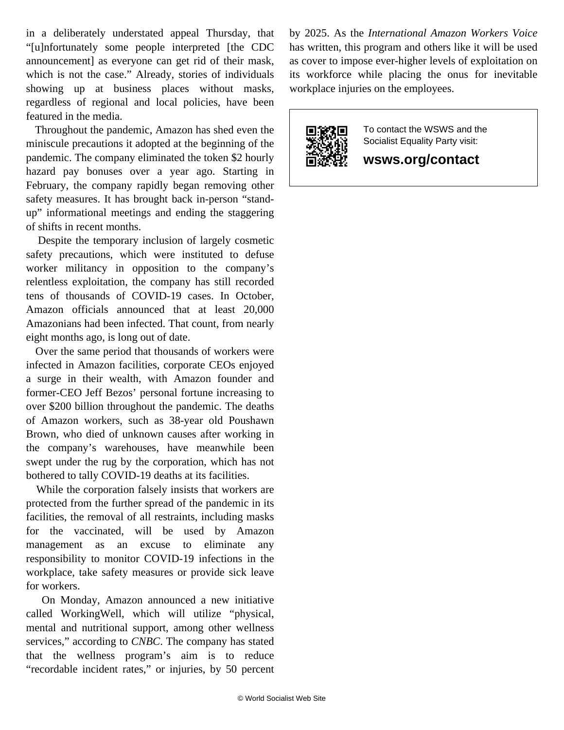in a deliberately understated appeal Thursday, that "[u]nfortunately some people interpreted [the CDC announcement] as everyone can get rid of their mask, which is not the case." Already, stories of individuals showing up at business places without masks, regardless of regional and local policies, have been featured in the media.

Throughout the pandemic, Amazon has shed even the miniscule precautions it adopted at the beginning of the pandemic. The company eliminated the token $2 hourly hazard pay bonuses over a year ago. Starting in February, the company rapidly began removing other safety measures. It has brought back in-person "stand-up" informational meetings and ending the staggering of shifts in recent months.

Despite the temporary inclusion of largely cosmetic safety precautions, which were instituted to defuse worker militancy in opposition to the company's relentless exploitation, the company has still recorded tens of thousands of COVID-19 cases. In October, Amazon officials announced that at least 20,000 Amazonians had been infected. That count, from nearly eight months ago, is long out of date.

Over the same period that thousands of workers were infected in Amazon facilities, corporate CEOs enjoyed a surge in their wealth, with Amazon founder and former-CEO Jeff Bezos' personal fortune increasing to over $200 billion throughout the pandemic. The deaths of Amazon workers, such as 38-year old Poushawn Brown, who died of unknown causes after working in the company's warehouses, have meanwhile been swept under the rug by the corporation, which has not bothered to tally COVID-19 deaths at its facilities.

While the corporation falsely insists that workers are protected from the further spread of the pandemic in its facilities, the removal of all restraints, including masks for the vaccinated, will be used by Amazon management as an excuse to eliminate any responsibility to monitor COVID-19 infections in the workplace, take safety measures or provide sick leave for workers.

On Monday, Amazon announced a new initiative called WorkingWell, which will utilize "physical, mental and nutritional support, among other wellness services," according to *CNBC*. The company has stated that the wellness program's aim is to reduce "recordable incident rates," or injuries, by 50 percent by 2025. As the *International Amazon Workers Voice* has written, this program and others like it will be used as cover to impose ever-higher levels of exploitation on its workforce while placing the onus for inevitable workplace injuries on the employees.

To contact the WSWS and the Socialist Equality Party visit:

**wsws.org/contact**